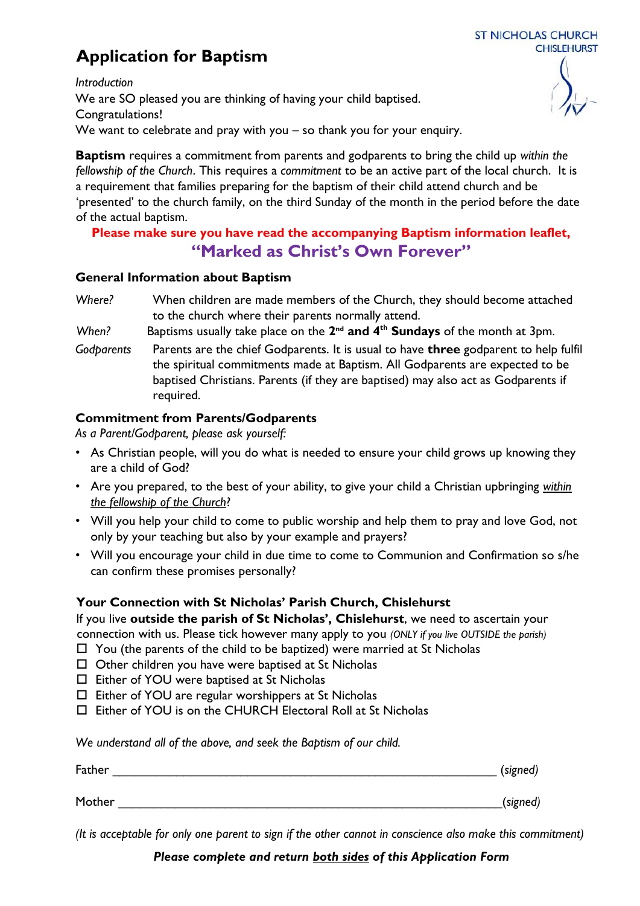ST NICHOLAS CHURCH
CHISLEHURST

# Application for Baptism

*Introduction*

We are SO pleased you are thinking of having your child baptised.
Congratulations!
We want to celebrate and pray with you – so thank you for your enquiry.

**Baptism** requires a commitment from parents and godparents to bring the child up *within the fellowship of the Church*. This requires a *commitment* to be an active part of the local church. It is a requirement that families preparing for the baptism of their child attend church and be 'presented' to the church family, on the third Sunday of the month in the period before the date of the actual baptism.

**Please make sure you have read the accompanying Baptism information leaflet,**

**"Marked as Christ's Own Forever"**

## General Information about Baptism

*Where?* When children are made members of the Church, they should become attached to the church where their parents normally attend.

*When?* Baptisms usually take place on the **2nd and 4th Sundays** of the month at 3pm.

*Godparents* Parents are the chief Godparents. It is usual to have **three** godparent to help fulfil the spiritual commitments made at Baptism. All Godparents are expected to be baptised Christians. Parents (if they are baptised) may also act as Godparents if required.

## Commitment from Parents/Godparents

*As a Parent/Godparent, please ask yourself:*

- As Christian people, will you do what is needed to ensure your child grows up knowing they are a child of God?
- Are you prepared, to the best of your ability, to give your child a Christian upbringing <u>*within the fellowship of the Church*</u>?
- Will you help your child to come to public worship and help them to pray and love God, not only by your teaching but also by your example and prayers?
- Will you encourage your child in due time to come to Communion and Confirmation so s/he can confirm these promises personally?

## Your Connection with St Nicholas' Parish Church, Chislehurst

If you live **outside the parish of St Nicholas', Chislehurst**, we need to ascertain your connection with us. Please tick however many apply to you *(ONLY if you live OUTSIDE the parish)*

- ☐ You (the parents of the child to be baptized) were married at St Nicholas
- ☐ Other children you have were baptised at St Nicholas
- ☐ Either of YOU were baptised at St Nicholas
- ☐ Either of YOU are regular worshippers at St Nicholas
- ☐ Either of YOU is on the CHURCH Electoral Roll at St Nicholas

*We understand all of the above, and seek the Baptism of our child.*

Father ______________________________________________ *(signed)*

Mother ______________________________________________ *(signed)*

*(It is acceptable for only one parent to sign if the other cannot in conscience also make this commitment)*

***Please complete and return <u>both sides</u> of this Application Form***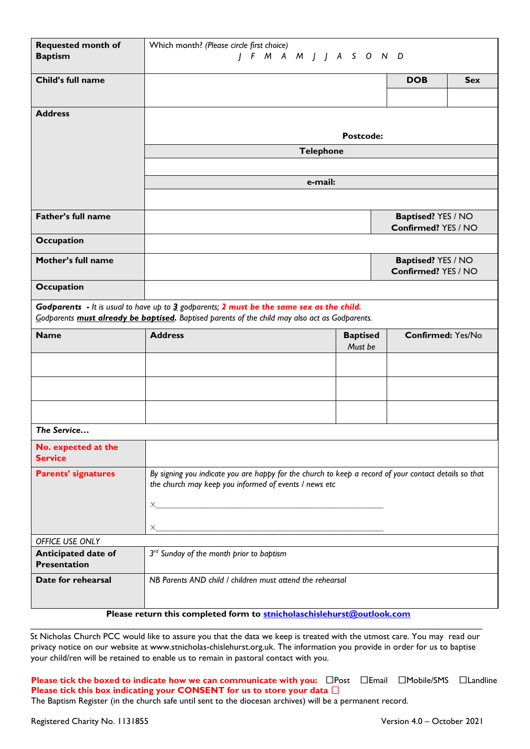| | | | | |
|---|---|---|---|---|
| **Requested month of Baptism** | Which month? *(Please circle first choice)* J F M A M J J A S O N D | | | |
| **Child's full name** | | | **DOB** | **Sex** |
| | | | | |
| **Address** | **Postcode:** | | | |
| | **Telephone** | | | |
| | | | | |
| | **e-mail:** | | | |
| | | | | |
| **Father's full name** | | **Baptised?** YES / NO **Confirmed?** YES / NO | | |
| **Occupation** | | | | |
| **Mother's full name** | | **Baptised?** YES / NO **Confirmed?** YES / NO | | |
| **Occupation** | | | | |

***Godparents*** **-** *It is usual to have up to* ***3*** *godparents;* ***2 must be the same sex as the child.***
*Godparents* ***must already be baptised.*** *Baptised parents of the child may also act as Godparents.*

| **Name** | **Address** | **Baptised** *Must be* | **Confirmed:** Yes/No |
|---|---|---|---|
| | | | |
| | | | |
| | | | |

***The Service…***

| | |
|---|---|
| **No. expected at the Service** | |
| **Parents' signatures** | *By signing you indicate you are happy for the church to keep a record of your contact details so that the church may keep you informed of events / news etc* <br> X\_\_\_\_\_\_\_\_\_\_\_\_\_\_\_\_\_\_\_\_\_\_\_\_\_\_\_\_\_\_\_\_\_\_\_\_\_\_\_\_ <br> X\_\_\_\_\_\_\_\_\_\_\_\_\_\_\_\_\_\_\_\_\_\_\_\_\_\_\_\_\_\_\_\_\_\_\_\_\_\_\_\_ |

OFFICE USE ONLY

| | |
|---|---|
| **Anticipated date of Presentation** | *3rd Sunday of the month prior to baptism* |
| **Date for rehearsal** | *NB Parents AND child / children must attend the rehearsal* |

**Please return this completed form to stnicholaschislehurst@outlook.com**

---

St Nicholas Church PCC would like to assure you that the data we keep is treated with the utmost care. You may read our privacy notice on our website at www.stnicholas-chislehurst.org.uk. The information you provide in order for us to baptise your child/ren will be retained to enable us to remain in pastoral contact with you.

**Please tick the boxed to indicate how we can communicate with you:** ☐Post ☐Email ☐Mobile/SMS ☐Landline
**Please tick this box indicating your CONSENT for us to store your data** ☐
The Baptism Register (in the church safe until sent to the diocesan archives) will be a permanent record.

Registered Charity No. 1131855 Version 4.0 – October 2021